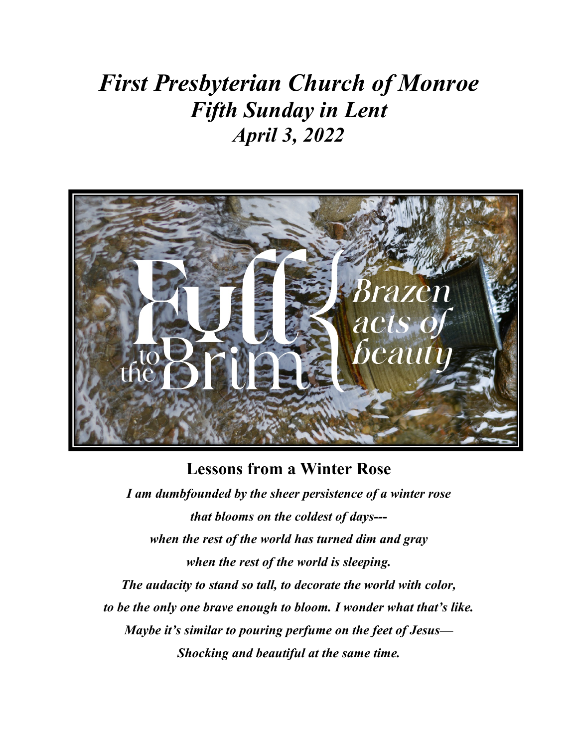# *First Presbyterian Church of Monroe*
# *Fifth Sunday in Lent*
# *April 3, 2022*

Full to the Brim { Brazen acts of beauty

## Lessons from a Winter Rose

***I am dumbfounded by the sheer persistence of a winter rose***
***that blooms on the coldest of days---***
***when the rest of the world has turned dim and gray***
***when the rest of the world is sleeping.***
***The audacity to stand so tall, to decorate the world with color,***
***to be the only one brave enough to bloom. I wonder what that's like.***
***Maybe it's similar to pouring perfume on the feet of Jesus—***
***Shocking and beautiful at the same time.***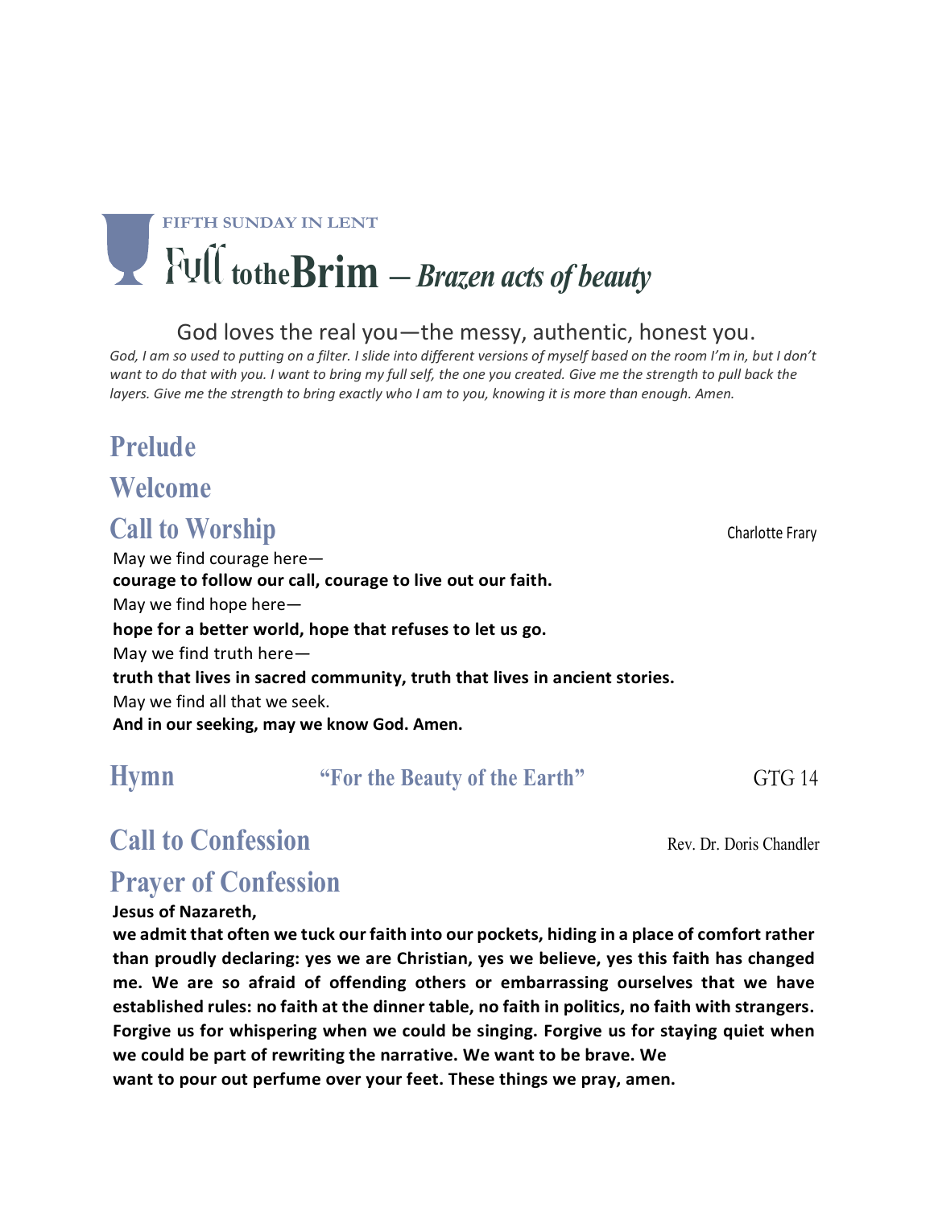FIFTH SUNDAY IN LENT

# Full to the Brim – *Brazen acts of beauty*

God loves the real you—the messy, authentic, honest you.

*God, I am so used to putting on a filter. I slide into different versions of myself based on the room I'm in, but I don't want to do that with you. I want to bring my full self, the one you created. Give me the strength to pull back the layers. Give me the strength to bring exactly who I am to you, knowing it is more than enough. Amen.*

## Prelude

## Welcome

## Call to Worship

Charlotte Frary

May we find courage here—
**courage to follow our call, courage to live out our faith.**
May we find hope here—
**hope for a better world, hope that refuses to let us go.**
May we find truth here—
**truth that lives in sacred community, truth that lives in ancient stories.**
May we find all that we seek.
**And in our seeking, may we know God. Amen.**

## Hymn — "For the Beauty of the Earth" — GTG 14

## Call to Confession

Rev. Dr. Doris Chandler

## Prayer of Confession

**Jesus of Nazareth,**
**we admit that often we tuck our faith into our pockets, hiding in a place of comfort rather than proudly declaring: yes we are Christian, yes we believe, yes this faith has changed me. We are so afraid of offending others or embarrassing ourselves that we have established rules: no faith at the dinner table, no faith in politics, no faith with strangers. Forgive us for whispering when we could be singing. Forgive us for staying quiet when we could be part of rewriting the narrative. We want to be brave. We want to pour out perfume over your feet. These things we pray, amen.**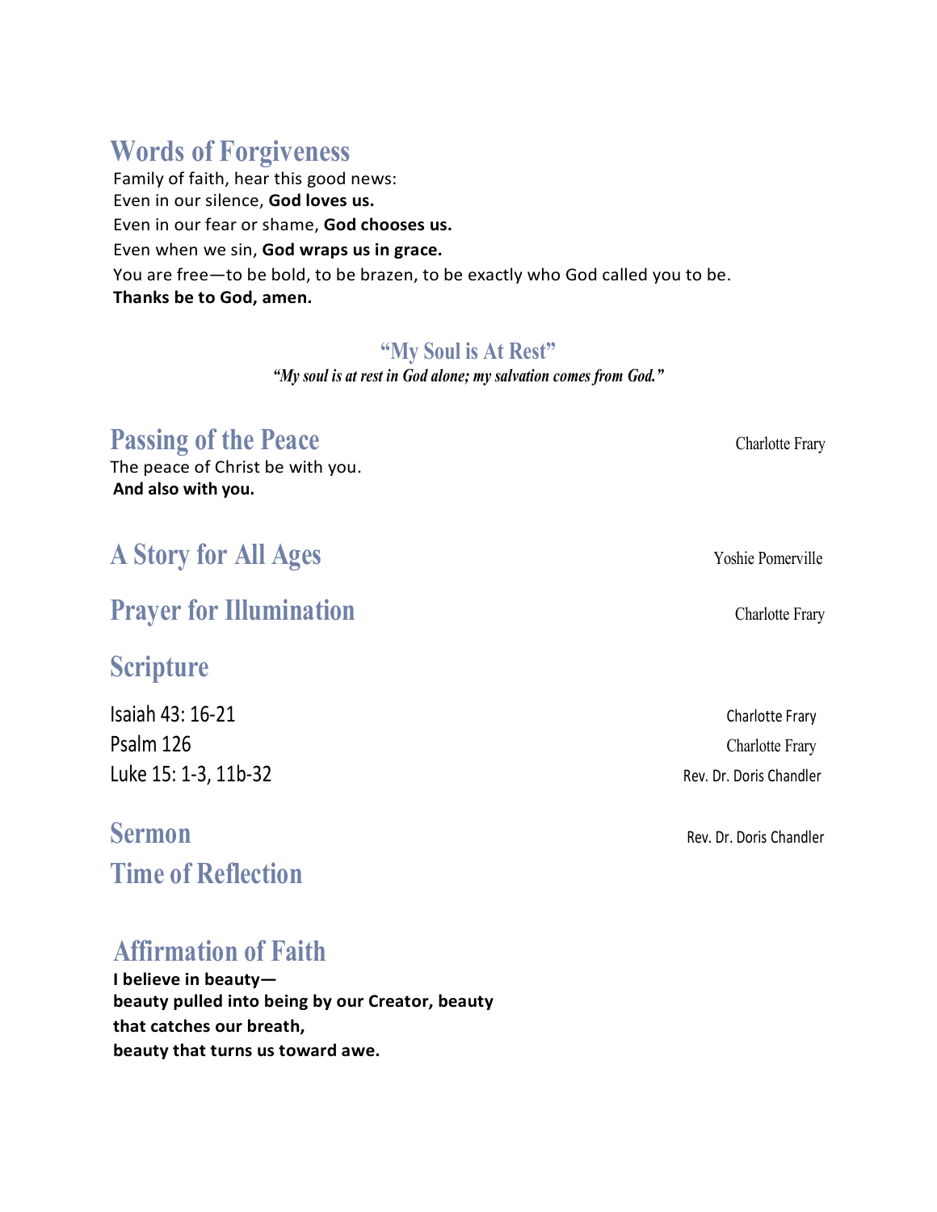## Words of Forgiveness

Family of faith, hear this good news:
Even in our silence, **God loves us.**
Even in our fear or shame, **God chooses us.**
Even when we sin, **God wraps us in grace.**
You are free—to be bold, to be brazen, to be exactly who God called you to be.
**Thanks be to God, amen.**

### "My Soul is At Rest"

*"My soul is at rest in God alone; my salvation comes from God."*

## Passing of the Peace — Charlotte Frary

The peace of Christ be with you.
**And also with you.**

## A Story for All Ages — Yoshie Pomerville

## Prayer for Illumination — Charlotte Frary

## Scripture

Isaiah 43: 16-21 — Charlotte Frary
Psalm 126 — Charlotte Frary
Luke 15: 1-3, 11b-32 — Rev. Dr. Doris Chandler

## Sermon — Rev. Dr. Doris Chandler

## Time of Reflection

## Affirmation of Faith

**I believe in beauty—**
**beauty pulled into being by our Creator, beauty**
**that catches our breath,**
**beauty that turns us toward awe.**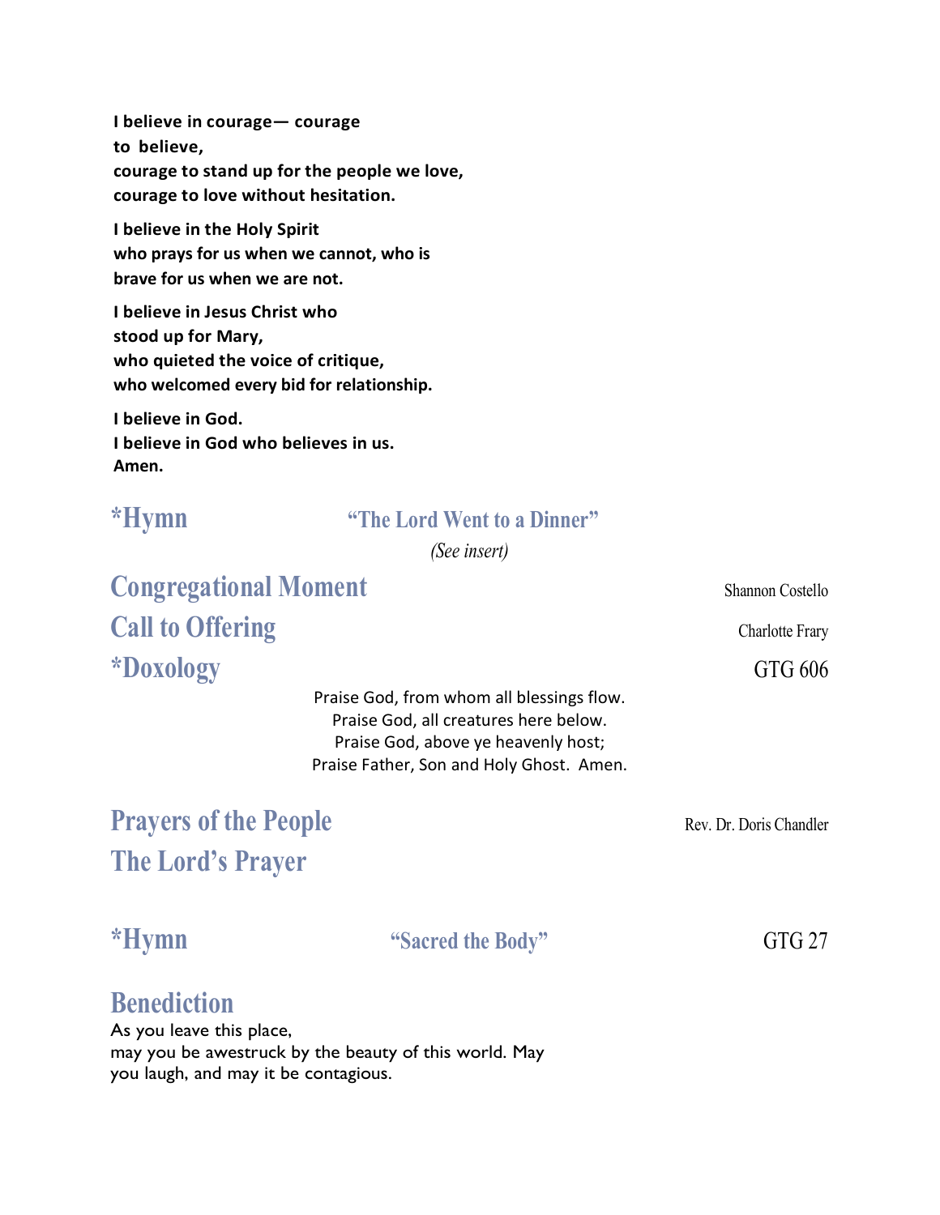**I believe in courage— courage to believe,**
**courage to stand up for the people we love,**
**courage to love without hesitation.**

**I believe in the Holy Spirit**
**who prays for us when we cannot, who is brave for us when we are not.**

**I believe in Jesus Christ who stood up for Mary,**
**who quieted the voice of critique,**
**who welcomed every bid for relationship.**

**I believe in God.**
**I believe in God who believes in us.**
**Amen.**

## *Hymn — "The Lord Went to a Dinner"

*(See insert)*

## Congregational Moment — Shannon Costello

## Call to Offering — Charlotte Frary

## *Doxology — GTG 606

Praise God, from whom all blessings flow.
Praise God, all creatures here below.
Praise God, above ye heavenly host;
Praise Father, Son and Holy Ghost. Amen.

## Prayers of the People — Rev. Dr. Doris Chandler

## The Lord's Prayer

## *Hymn — "Sacred the Body" — GTG 27

## Benediction

As you leave this place,
may you be awestruck by the beauty of this world. May you laugh, and may it be contagious.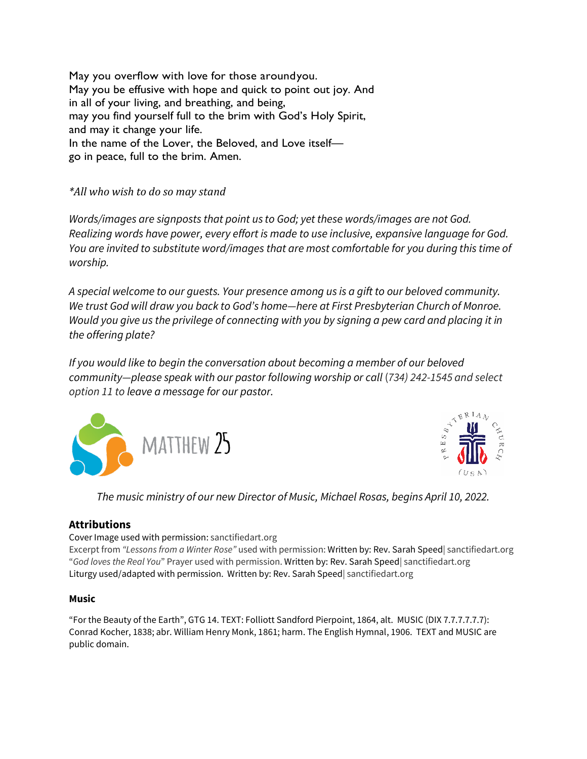May you overflow with love for those aroundyou.
May you be effusive with hope and quick to point out joy. And in all of your living, and breathing, and being,
may you find yourself full to the brim with God's Holy Spirit,
and may it change your life.
In the name of the Lover, the Beloved, and Love itself—
go in peace, full to the brim. Amen.

*\*All who wish to do so may stand*

*Words/images are signposts that point us to God; yet these words/images are not God. Realizing words have power, every effort is made to use inclusive, expansive language for God. You are invited to substitute word/images that are most comfortable for you during this time of worship.*

*A special welcome to our guests. Your presence among us is a gift to our beloved community. We trust God will draw you back to God's home—here at First Presbyterian Church of Monroe. Would you give us the privilege of connecting with you by signing a pew card and placing it in the offering plate?*

*If you would like to begin the conversation about becoming a member of our beloved community—please speak with our pastor following worship or call (734) 242-1545 and select option 11 to leave a message for our pastor.*

MATTHEW 25

PRESBYTERIAN CHURCH (USA)

*The music ministry of our new Director of Music, Michael Rosas, begins April 10, 2022.*

### Attributions

Cover Image used with permission: sanctifiedart.org
Excerpt from *"Lessons from a Winter Rose"* used with permission: Written by: Rev. Sarah Speed| sanctifiedart.org
"*God loves the Real You*" Prayer used with permission. Written by: Rev. Sarah Speed| sanctifiedart.org
Liturgy used/adapted with permission. Written by: Rev. Sarah Speed| sanctifiedart.org

### Music

"For the Beauty of the Earth", GTG 14. TEXT: Folliott Sandford Pierpoint, 1864, alt. MUSIC (DIX 7.7.7.7.7.7): Conrad Kocher, 1838; abr. William Henry Monk, 1861; harm. The English Hymnal, 1906. TEXT and MUSIC are public domain.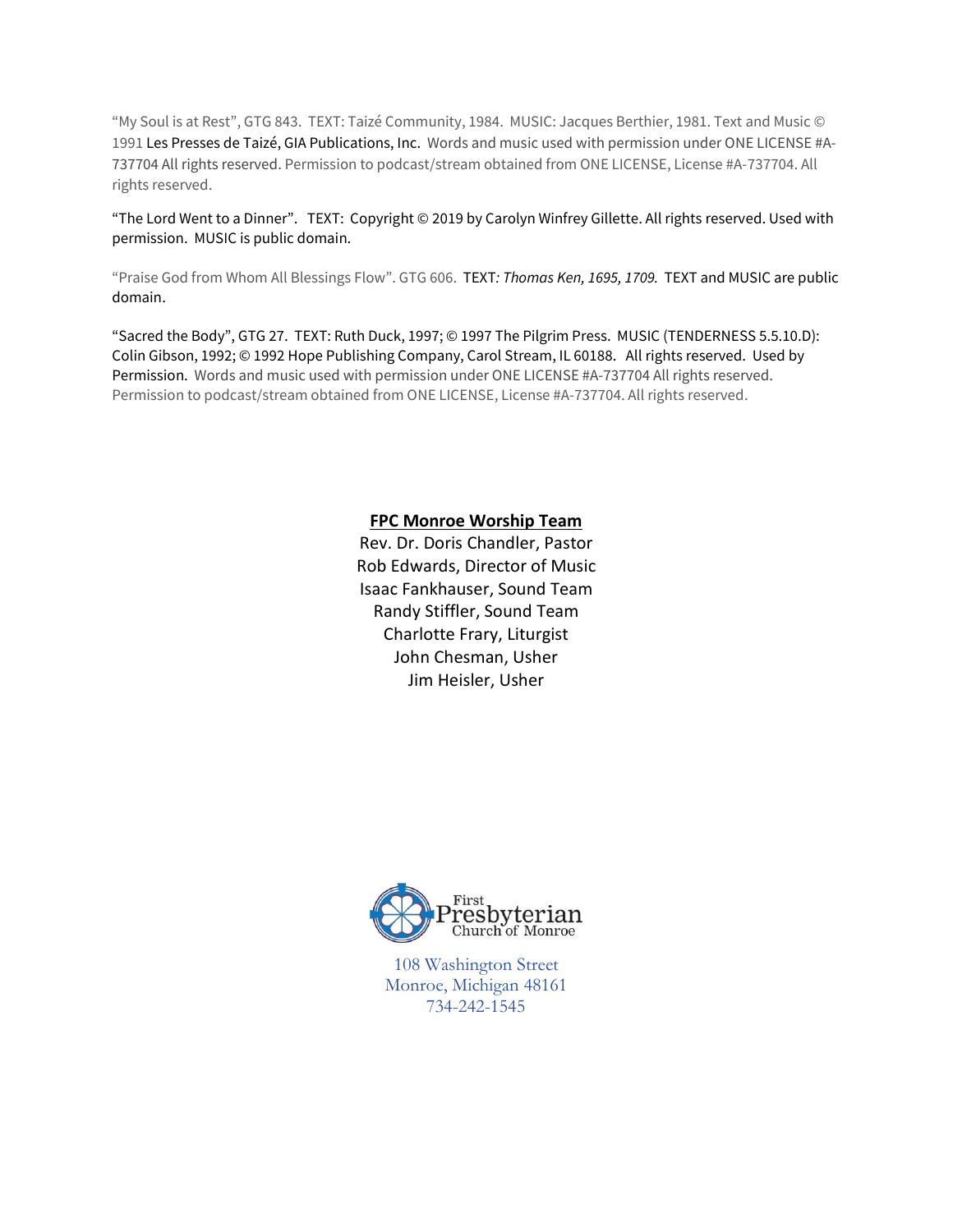"My Soul is at Rest", GTG 843. TEXT: Taizé Community, 1984. MUSIC: Jacques Berthier, 1981. Text and Music © 1991 Les Presses de Taizé, GIA Publications, Inc. Words and music used with permission under ONE LICENSE #A-737704 All rights reserved. Permission to podcast/stream obtained from ONE LICENSE, License #A-737704. All rights reserved.

"The Lord Went to a Dinner". TEXT: Copyright © 2019 by Carolyn Winfrey Gillette. All rights reserved. Used with permission. MUSIC is public domain.

"Praise God from Whom All Blessings Flow". GTG 606. TEXT: *Thomas Ken, 1695, 1709.* TEXT and MUSIC are public domain.

"Sacred the Body", GTG 27. TEXT: Ruth Duck, 1997; © 1997 The Pilgrim Press. MUSIC (TENDERNESS 5.5.10.D): Colin Gibson, 1992; © 1992 Hope Publishing Company, Carol Stream, IL 60188. All rights reserved. Used by Permission. Words and music used with permission under ONE LICENSE #A-737704 All rights reserved. Permission to podcast/stream obtained from ONE LICENSE, License #A-737704. All rights reserved.

**FPC Monroe Worship Team**

Rev. Dr. Doris Chandler, Pastor
Rob Edwards, Director of Music
Isaac Fankhauser, Sound Team
Randy Stiffler, Sound Team
Charlotte Frary, Liturgist
John Chesman, Usher
Jim Heisler, Usher

First Presbyterian Church of Monroe

108 Washington Street
Monroe, Michigan 48161
734-242-1545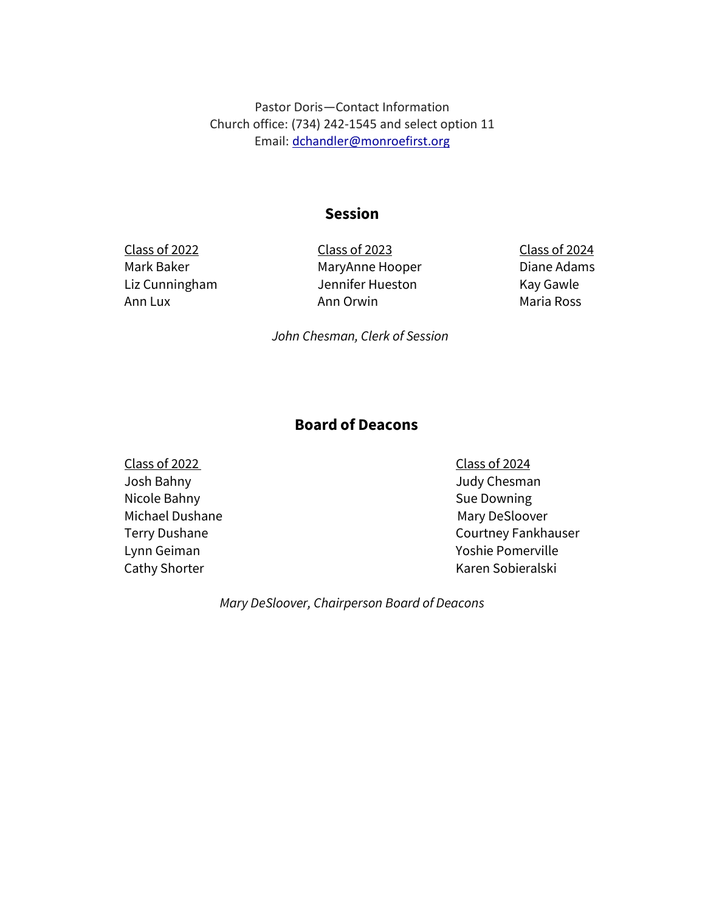Pastor Doris—Contact Information
Church office: (734) 242-1545 and select option 11
Email: dchandler@monroefirst.org

## Session

| Class of 2022 | Class of 2023 | Class of 2024 |
|---|---|---|
| Mark Baker | MaryAnne Hooper | Diane Adams |
| Liz Cunningham | Jennifer Hueston | Kay Gawle |
| Ann Lux | Ann Orwin | Maria Ross |

*John Chesman, Clerk of Session*

## Board of Deacons

| Class of 2022 | Class of 2024 |
|---|---|
| Josh Bahny | Judy Chesman |
| Nicole Bahny | Sue Downing |
| Michael Dushane | Mary DeSloover |
| Terry Dushane | Courtney Fankhauser |
| Lynn Geiman | Yoshie Pomerville |
| Cathy Shorter | Karen Sobieralski |

*Mary DeSloover, Chairperson Board of Deacons*